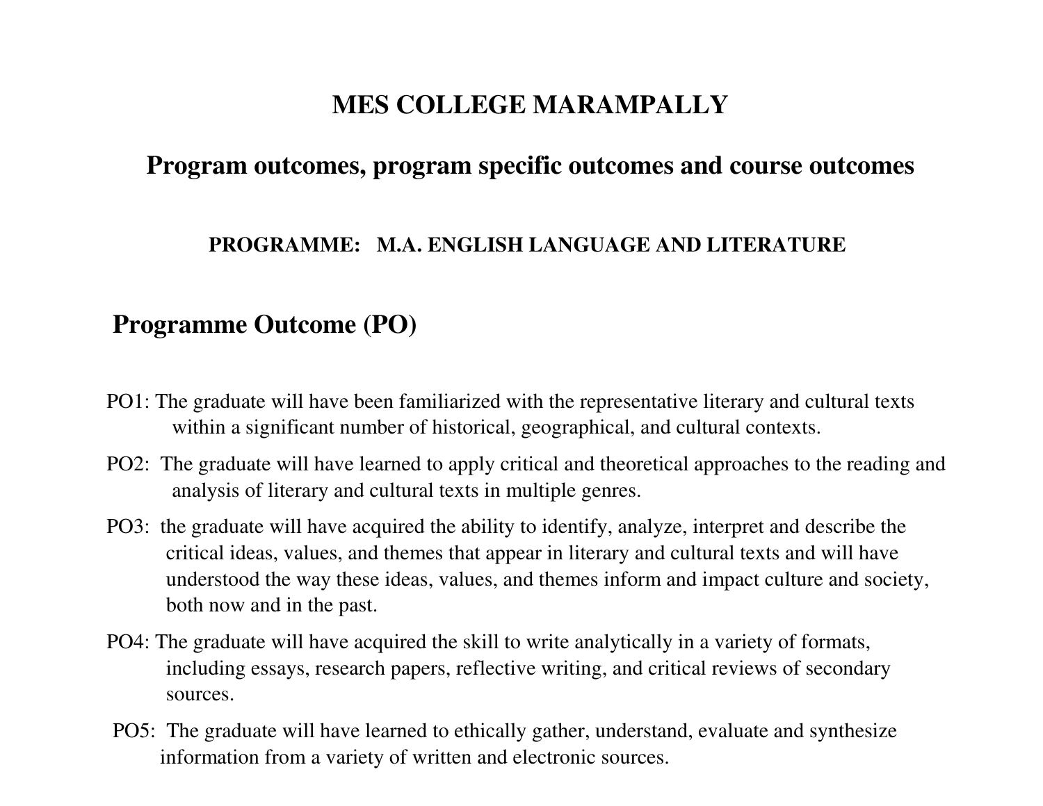# MES COLLEGE MARAMPALLY

## Program outcomes, program specific outcomes and course outcomes

### PROGRAMME: M.A. ENGLISH LANGUAGE AND LITERATURE

## Programme Outcome (PO)

PO1: The graduate will have been familiarized with the representative literary and cultural texts within a significant number of historical, geographical, and cultural contexts.

PO2: The graduate will have learned to apply critical and theoretical approaches to the reading and analysis of literary and cultural texts in multiple genres.

PO3: the graduate will have acquired the ability to identify, analyze, interpret and describe the critical ideas, values, and themes that appear in literary and cultural texts and will have understood the way these ideas, values, and themes inform and impact culture and society, both now and in the past.

PO4: The graduate will have acquired the skill to write analytically in a variety of formats, including essays, research papers, reflective writing, and critical reviews of secondary sources.

PO5: The graduate will have learned to ethically gather, understand, evaluate and synthesize information from a variety of written and electronic sources.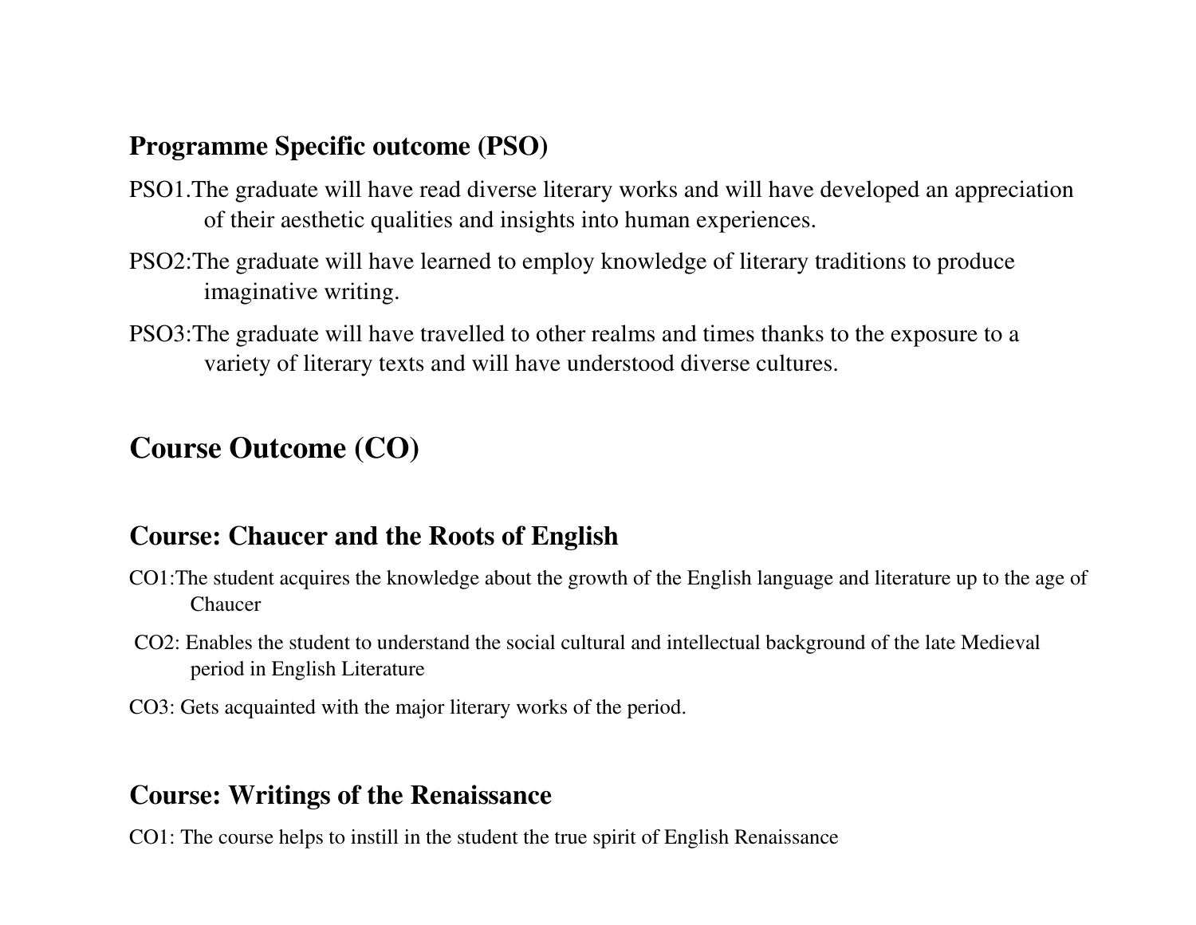## Programme Specific outcome (PSO)

PSO1.The graduate will have read diverse literary works and will have developed an appreciation of their aesthetic qualities and insights into human experiences.

PSO2:The graduate will have learned to employ knowledge of literary traditions to produce imaginative writing.

PSO3:The graduate will have travelled to other realms and times thanks to the exposure to a variety of literary texts and will have understood diverse cultures.

# Course Outcome (CO)

## Course: Chaucer and the Roots of English

CO1:The student acquires the knowledge about the growth of the English language and literature up to the age of Chaucer

CO2: Enables the student to understand the social cultural and intellectual background of the late Medieval period in English Literature

CO3: Gets acquainted with the major literary works of the period.

## Course: Writings of the Renaissance

CO1: The course helps to instill in the student the true spirit of English Renaissance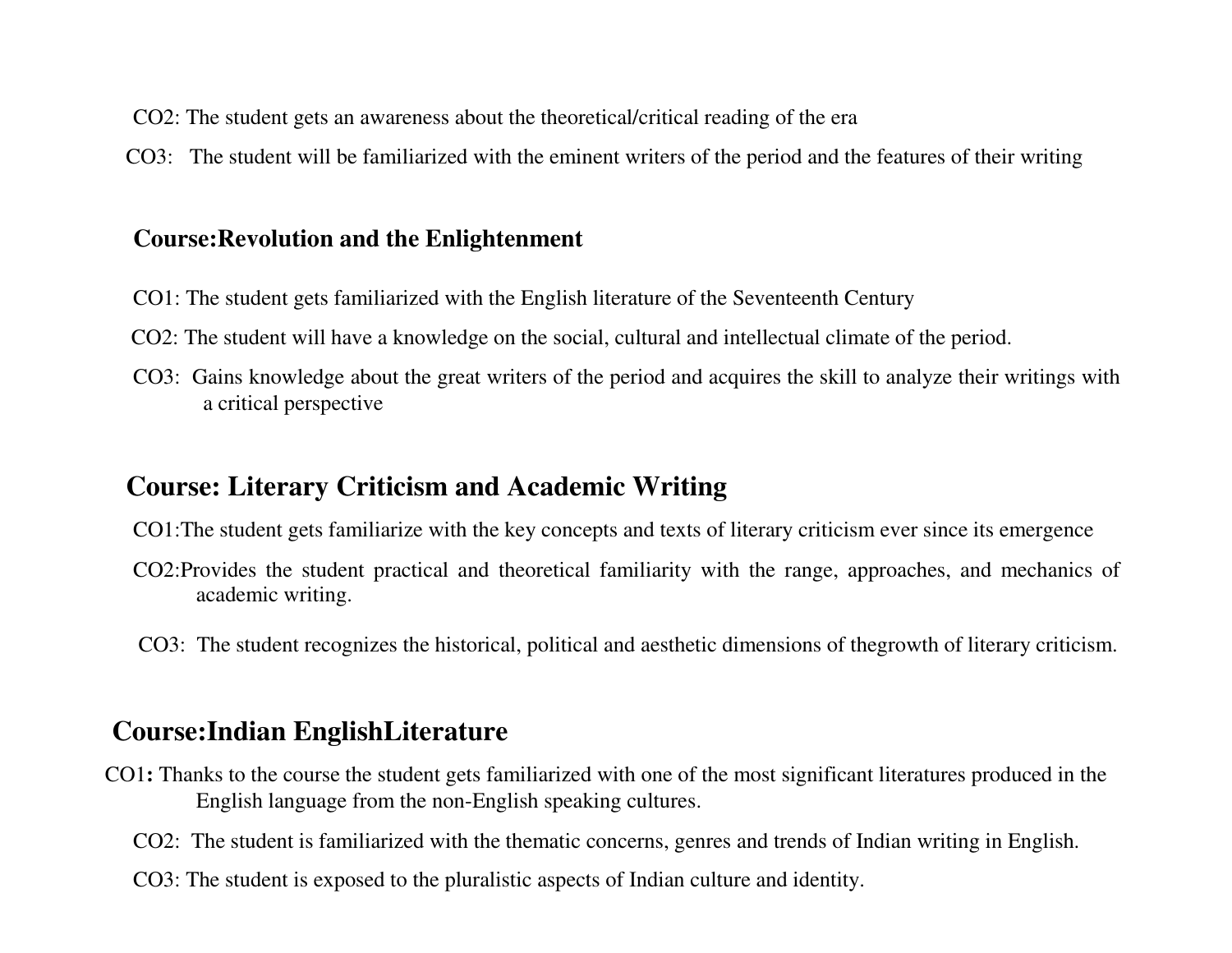CO2: The student gets an awareness about the theoretical/critical reading of the era

CO3: The student will be familiarized with the eminent writers of the period and the features of their writing

### Course:Revolution and the Enlightenment

CO1: The student gets familiarized with the English literature of the Seventeenth Century

CO2: The student will have a knowledge on the social, cultural and intellectual climate of the period.

CO3: Gains knowledge about the great writers of the period and acquires the skill to analyze their writings with a critical perspective

## Course: Literary Criticism and Academic Writing

CO1:The student gets familiarize with the key concepts and texts of literary criticism ever since its emergence

CO2:Provides the student practical and theoretical familiarity with the range, approaches, and mechanics of academic writing.

CO3: The student recognizes the historical, political and aesthetic dimensions of thegrowth of literary criticism.

## Course:Indian EnglishLiterature

CO1**:** Thanks to the course the student gets familiarized with one of the most significant literatures produced in the English language from the non-English speaking cultures.

CO2: The student is familiarized with the thematic concerns, genres and trends of Indian writing in English.

CO3: The student is exposed to the pluralistic aspects of Indian culture and identity.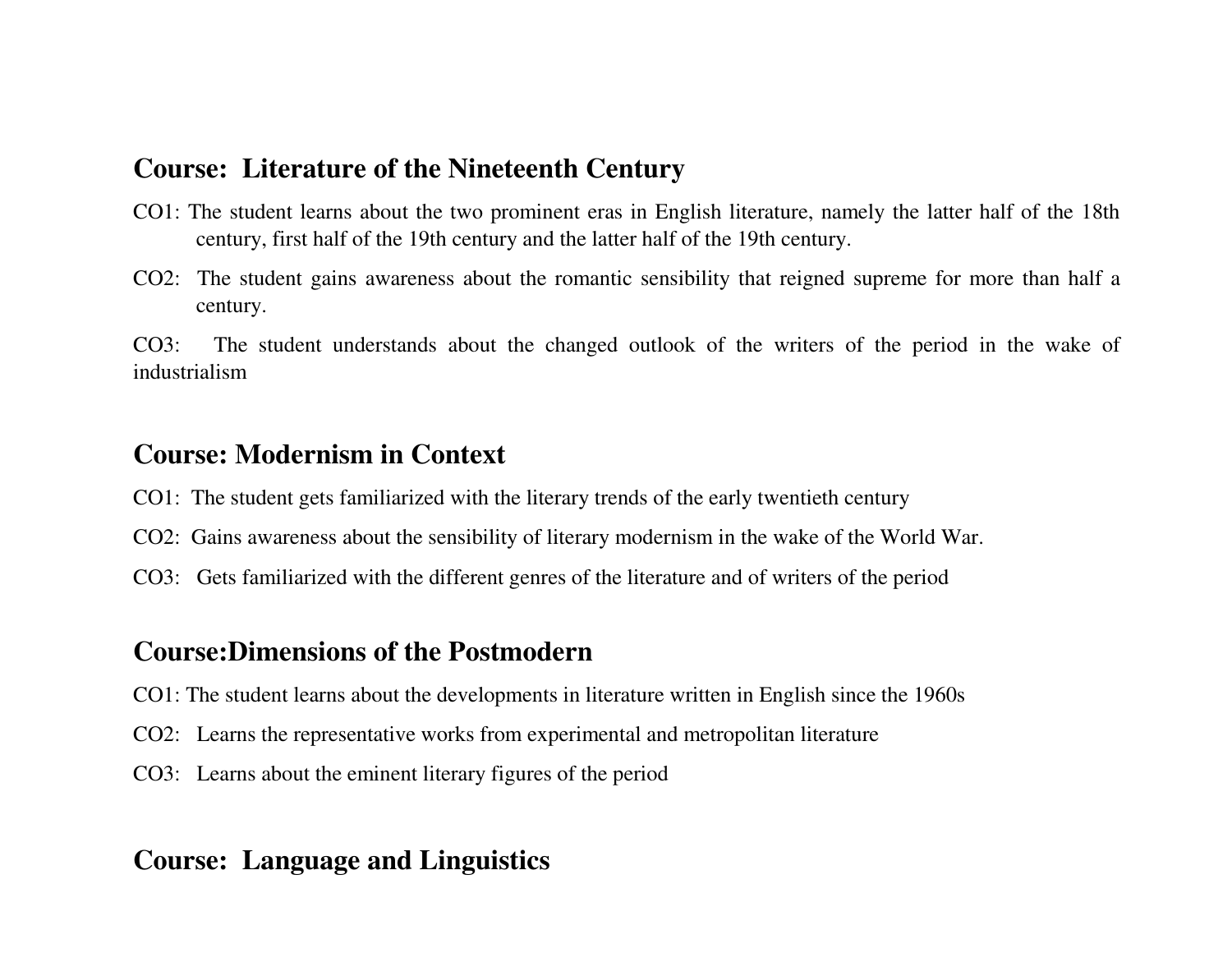## Course: Literature of the Nineteenth Century

CO1: The student learns about the two prominent eras in English literature, namely the latter half of the 18th century, first half of the 19th century and the latter half of the 19th century.

CO2: The student gains awareness about the romantic sensibility that reigned supreme for more than half a century.

CO3: The student understands about the changed outlook of the writers of the period in the wake of industrialism

## Course: Modernism in Context

CO1: The student gets familiarized with the literary trends of the early twentieth century

CO2: Gains awareness about the sensibility of literary modernism in the wake of the World War.

CO3: Gets familiarized with the different genres of the literature and of writers of the period

## Course:Dimensions of the Postmodern

CO1: The student learns about the developments in literature written in English since the 1960s

CO2: Learns the representative works from experimental and metropolitan literature

CO3: Learns about the eminent literary figures of the period

## Course: Language and Linguistics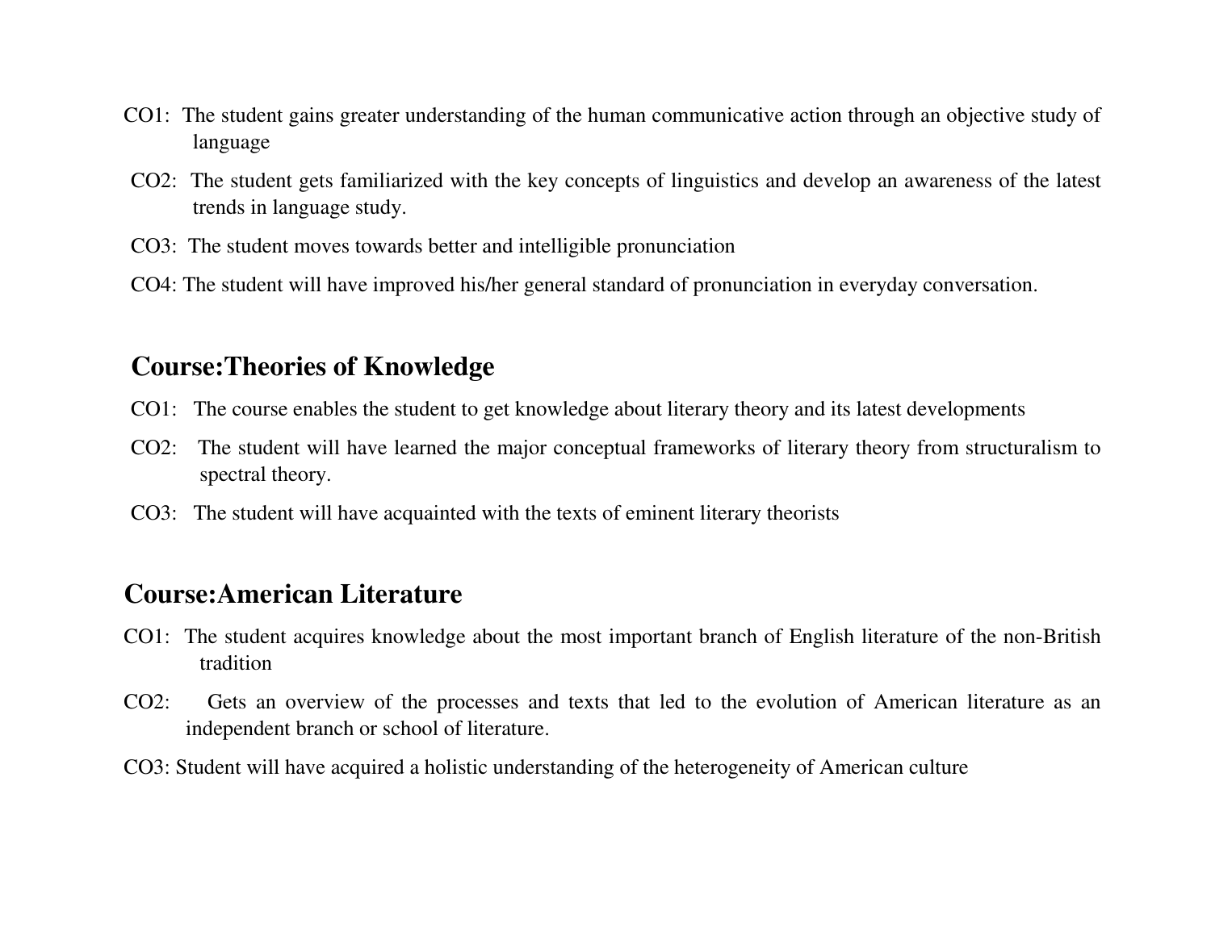CO1: The student gains greater understanding of the human communicative action through an objective study of language

CO2: The student gets familiarized with the key concepts of linguistics and develop an awareness of the latest trends in language study.

CO3: The student moves towards better and intelligible pronunciation

CO4: The student will have improved his/her general standard of pronunciation in everyday conversation.

## Course:Theories of Knowledge

CO1: The course enables the student to get knowledge about literary theory and its latest developments

CO2: The student will have learned the major conceptual frameworks of literary theory from structuralism to spectral theory.

CO3: The student will have acquainted with the texts of eminent literary theorists

## Course:American Literature

CO1: The student acquires knowledge about the most important branch of English literature of the non-British tradition

CO2: Gets an overview of the processes and texts that led to the evolution of American literature as an independent branch or school of literature.

CO3: Student will have acquired a holistic understanding of the heterogeneity of American culture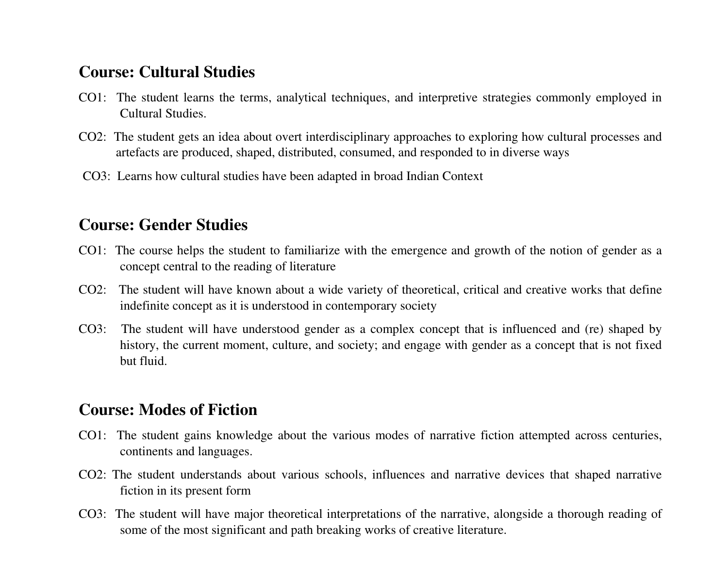## Course: Cultural Studies

CO1: The student learns the terms, analytical techniques, and interpretive strategies commonly employed in Cultural Studies.

CO2: The student gets an idea about overt interdisciplinary approaches to exploring how cultural processes and artefacts are produced, shaped, distributed, consumed, and responded to in diverse ways

CO3: Learns how cultural studies have been adapted in broad Indian Context

## Course: Gender Studies

CO1: The course helps the student to familiarize with the emergence and growth of the notion of gender as a concept central to the reading of literature

CO2: The student will have known about a wide variety of theoretical, critical and creative works that define indefinite concept as it is understood in contemporary society

CO3: The student will have understood gender as a complex concept that is influenced and (re) shaped by history, the current moment, culture, and society; and engage with gender as a concept that is not fixed but fluid.

## Course: Modes of Fiction

CO1: The student gains knowledge about the various modes of narrative fiction attempted across centuries, continents and languages.

CO2: The student understands about various schools, influences and narrative devices that shaped narrative fiction in its present form

CO3: The student will have major theoretical interpretations of the narrative, alongside a thorough reading of some of the most significant and path breaking works of creative literature.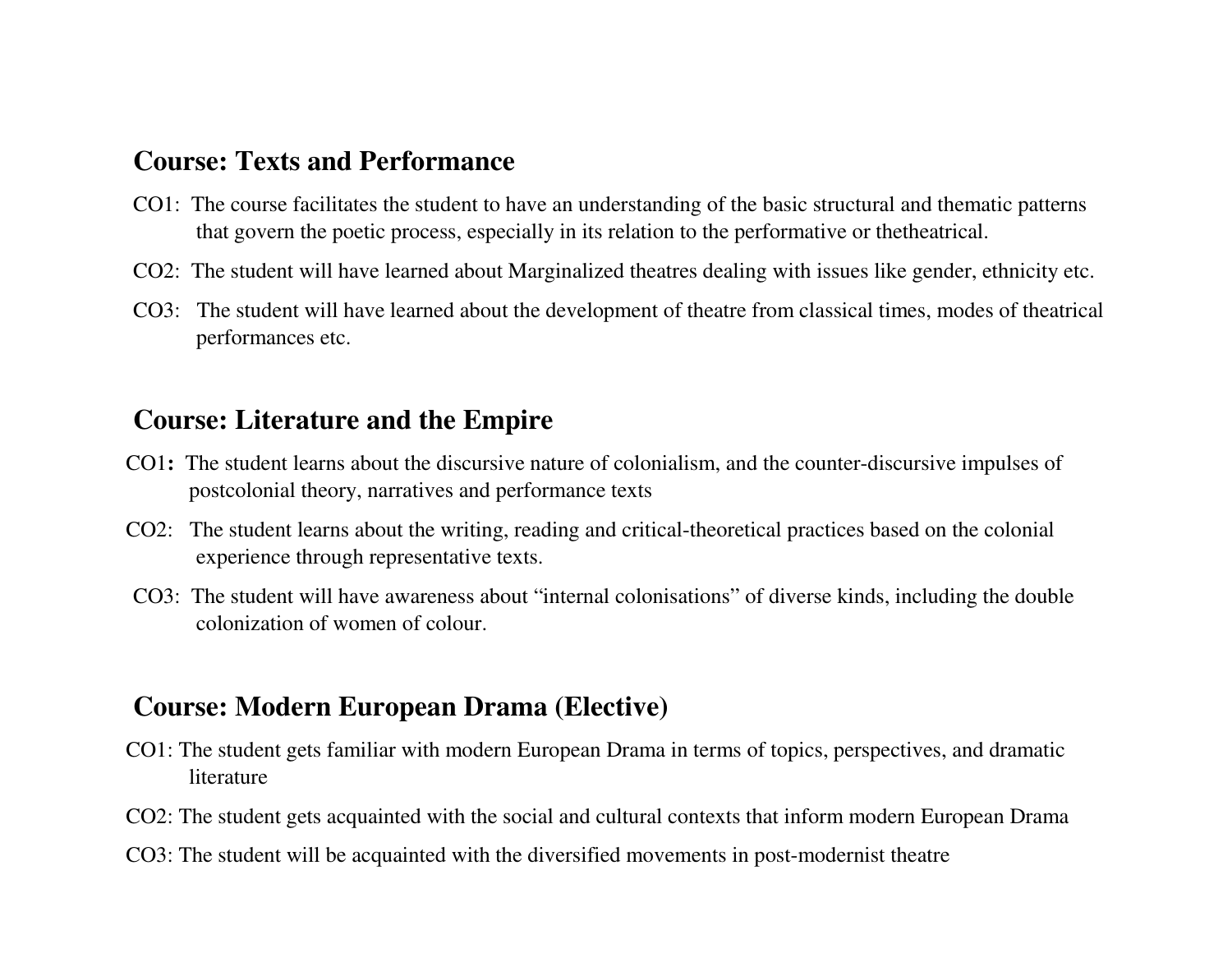## Course: Texts and Performance

CO1: The course facilitates the student to have an understanding of the basic structural and thematic patterns that govern the poetic process, especially in its relation to the performative or thetheatrical.

CO2: The student will have learned about Marginalized theatres dealing with issues like gender, ethnicity etc.

CO3: The student will have learned about the development of theatre from classical times, modes of theatrical performances etc.

## Course: Literature and the Empire

CO1**:** The student learns about the discursive nature of colonialism, and the counter-discursive impulses of postcolonial theory, narratives and performance texts

CO2: The student learns about the writing, reading and critical-theoretical practices based on the colonial experience through representative texts.

CO3: The student will have awareness about "internal colonisations" of diverse kinds, including the double colonization of women of colour.

## Course: Modern European Drama (Elective)

CO1: The student gets familiar with modern European Drama in terms of topics, perspectives, and dramatic literature

CO2: The student gets acquainted with the social and cultural contexts that inform modern European Drama

CO3: The student will be acquainted with the diversified movements in post-modernist theatre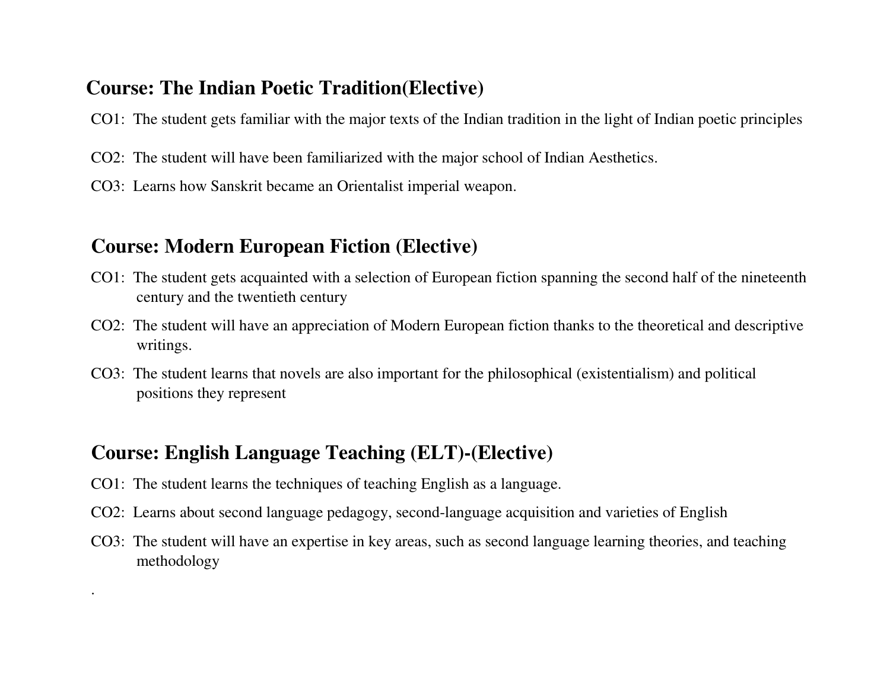## Course: The Indian Poetic Tradition(Elective)

CO1: The student gets familiar with the major texts of the Indian tradition in the light of Indian poetic principles

CO2: The student will have been familiarized with the major school of Indian Aesthetics.

CO3: Learns how Sanskrit became an Orientalist imperial weapon.

## Course: Modern European Fiction (Elective)

CO1: The student gets acquainted with a selection of European fiction spanning the second half of the nineteenth century and the twentieth century

CO2: The student will have an appreciation of Modern European fiction thanks to the theoretical and descriptive writings.

CO3: The student learns that novels are also important for the philosophical (existentialism) and political positions they represent

## Course: English Language Teaching (ELT)-(Elective)

CO1: The student learns the techniques of teaching English as a language.

CO2: Learns about second language pedagogy, second-language acquisition and varieties of English

CO3: The student will have an expertise in key areas, such as second language learning theories, and teaching methodology

.